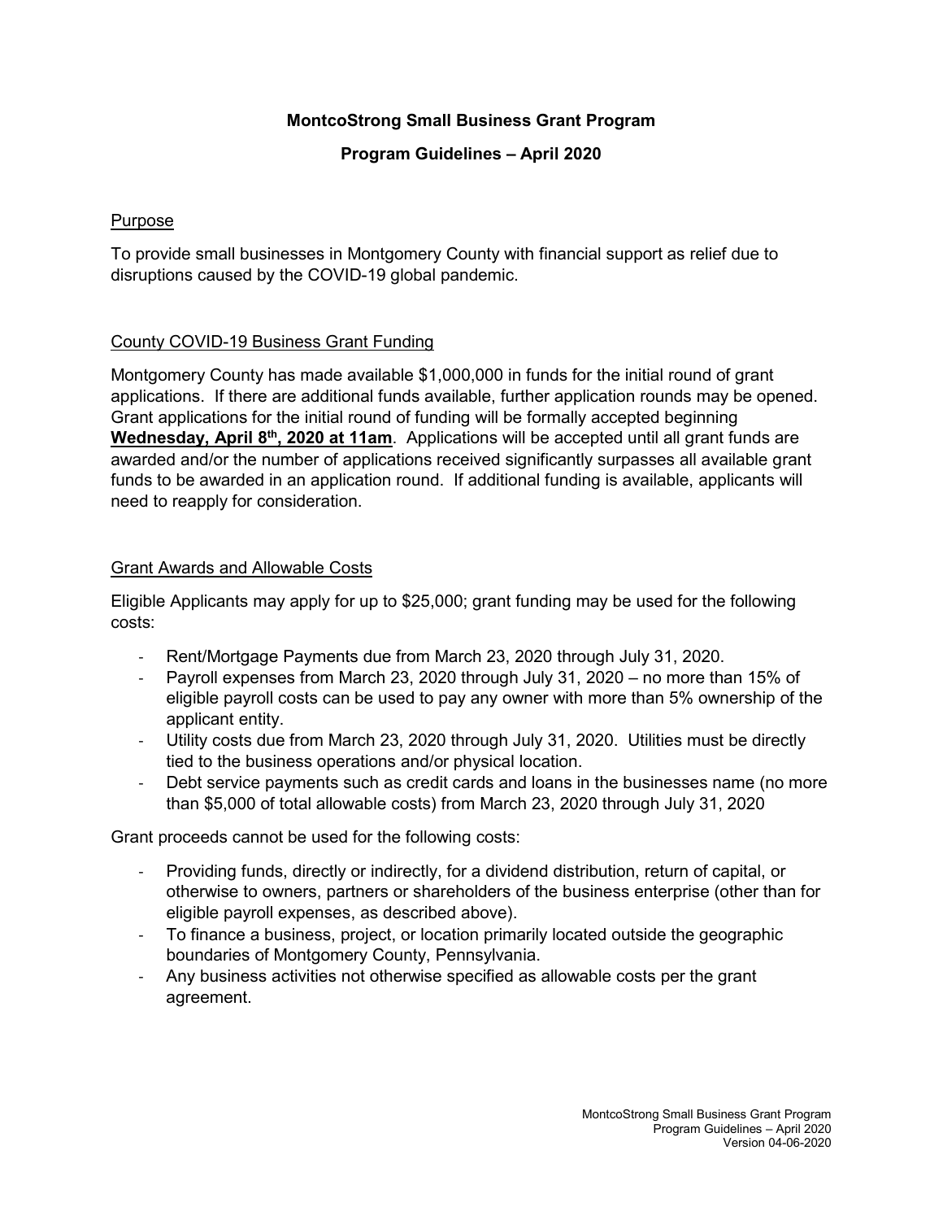# MontcoStrong Small Business Grant Program

## Program Guidelines – April 2020

### Purpose

To provide small businesses in Montgomery County with financial support as relief due to disruptions caused by the COVID-19 global pandemic.

### County COVID-19 Business Grant Funding

Montgomery County has made available $1,000,000 in funds for the initial round of grant applications. If there are additional funds available, further application rounds may be opened. Grant applications for the initial round of funding will be formally accepted beginning **Wednesday, April 8th, 2020 at 11am**. Applications will be accepted until all grant funds are awarded and/or the number of applications received significantly surpasses all available grant funds to be awarded in an application round. If additional funding is available, applicants will need to reapply for consideration.

### Grant Awards and Allowable Costs

Eligible Applicants may apply for up to $25,000; grant funding may be used for the following costs:

- Rent/Mortgage Payments due from March 23, 2020 through July 31, 2020.
- Payroll expenses from March 23, 2020 through July 31, 2020 – no more than 15% of eligible payroll costs can be used to pay any owner with more than 5% ownership of the applicant entity.
- Utility costs due from March 23, 2020 through July 31, 2020. Utilities must be directly tied to the business operations and/or physical location.
- Debt service payments such as credit cards and loans in the businesses name (no more than $5,000 of total allowable costs) from March 23, 2020 through July 31, 2020

Grant proceeds cannot be used for the following costs:

- Providing funds, directly or indirectly, for a dividend distribution, return of capital, or otherwise to owners, partners or shareholders of the business enterprise (other than for eligible payroll expenses, as described above).
- To finance a business, project, or location primarily located outside the geographic boundaries of Montgomery County, Pennsylvania.
- Any business activities not otherwise specified as allowable costs per the grant agreement.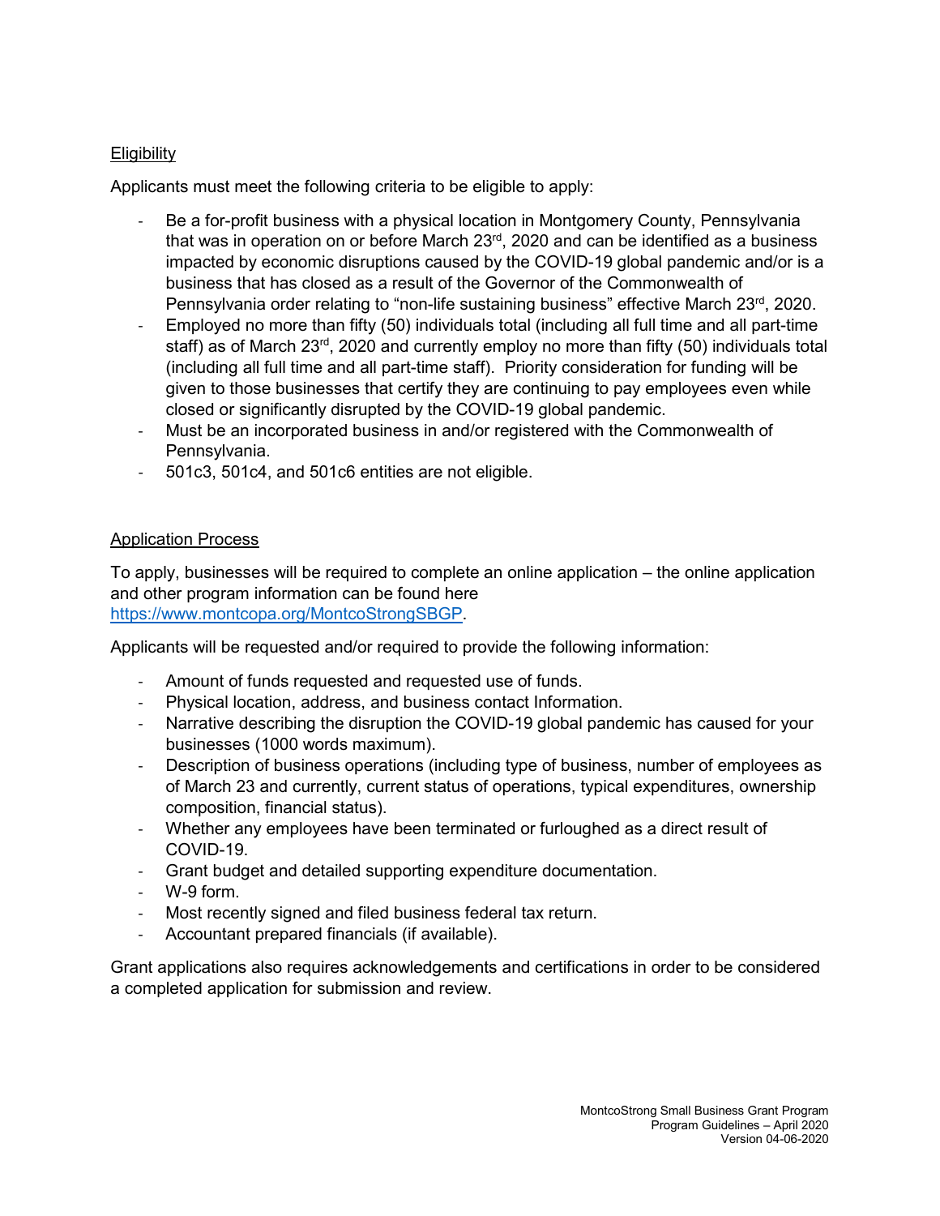## Eligibility

Applicants must meet the following criteria to be eligible to apply:

- Be a for-profit business with a physical location in Montgomery County, Pennsylvania that was in operation on or before March 23rd, 2020 and can be identified as a business impacted by economic disruptions caused by the COVID-19 global pandemic and/or is a business that has closed as a result of the Governor of the Commonwealth of Pennsylvania order relating to "non-life sustaining business" effective March 23rd, 2020.
- Employed no more than fifty (50) individuals total (including all full time and all part-time staff) as of March 23rd, 2020 and currently employ no more than fifty (50) individuals total (including all full time and all part-time staff). Priority consideration for funding will be given to those businesses that certify they are continuing to pay employees even while closed or significantly disrupted by the COVID-19 global pandemic.
- Must be an incorporated business in and/or registered with the Commonwealth of Pennsylvania.
- 501c3, 501c4, and 501c6 entities are not eligible.

## Application Process

To apply, businesses will be required to complete an online application – the online application and other program information can be found here https://www.montcopa.org/MontcoStrongSBGP.

Applicants will be requested and/or required to provide the following information:

- Amount of funds requested and requested use of funds.
- Physical location, address, and business contact Information.
- Narrative describing the disruption the COVID-19 global pandemic has caused for your businesses (1000 words maximum).
- Description of business operations (including type of business, number of employees as of March 23 and currently, current status of operations, typical expenditures, ownership composition, financial status).
- Whether any employees have been terminated or furloughed as a direct result of COVID-19.
- Grant budget and detailed supporting expenditure documentation.
- W-9 form.
- Most recently signed and filed business federal tax return.
- Accountant prepared financials (if available).

Grant applications also requires acknowledgements and certifications in order to be considered a completed application for submission and review.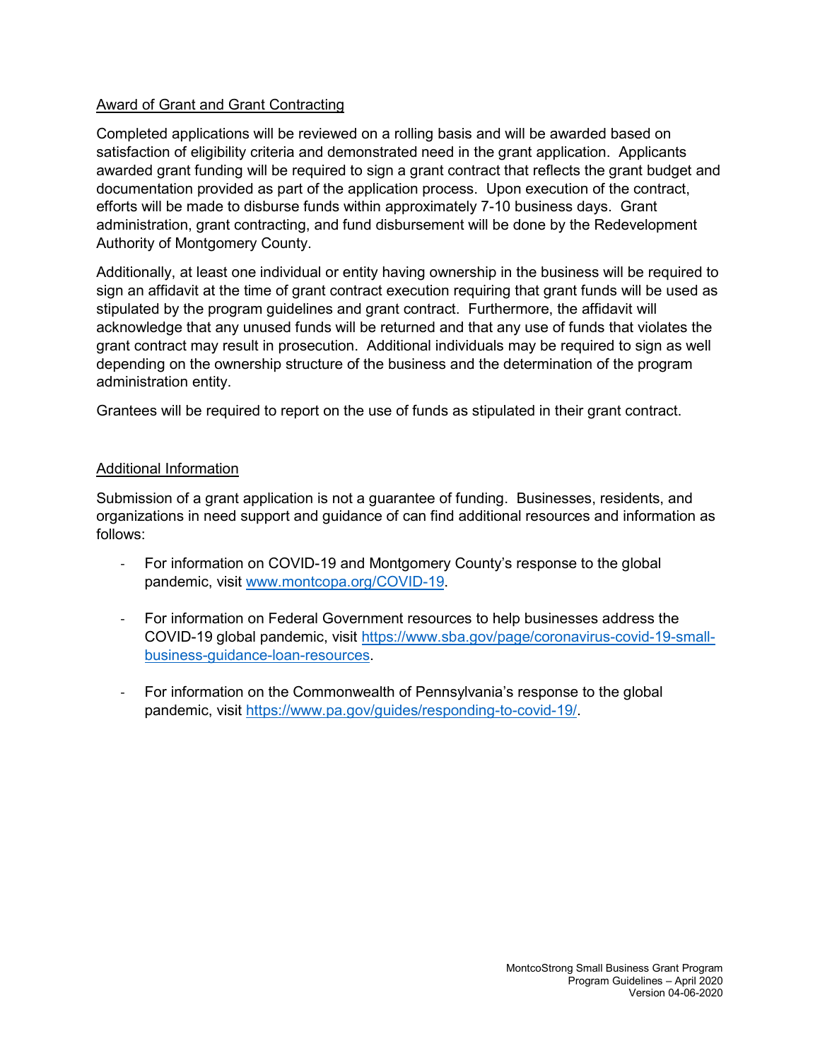## Award of Grant and Grant Contracting

Completed applications will be reviewed on a rolling basis and will be awarded based on satisfaction of eligibility criteria and demonstrated need in the grant application. Applicants awarded grant funding will be required to sign a grant contract that reflects the grant budget and documentation provided as part of the application process. Upon execution of the contract, efforts will be made to disburse funds within approximately 7-10 business days. Grant administration, grant contracting, and fund disbursement will be done by the Redevelopment Authority of Montgomery County.

Additionally, at least one individual or entity having ownership in the business will be required to sign an affidavit at the time of grant contract execution requiring that grant funds will be used as stipulated by the program guidelines and grant contract. Furthermore, the affidavit will acknowledge that any unused funds will be returned and that any use of funds that violates the grant contract may result in prosecution. Additional individuals may be required to sign as well depending on the ownership structure of the business and the determination of the program administration entity.

Grantees will be required to report on the use of funds as stipulated in their grant contract.

## Additional Information

Submission of a grant application is not a guarantee of funding. Businesses, residents, and organizations in need support and guidance of can find additional resources and information as follows:

- For information on COVID-19 and Montgomery County's response to the global pandemic, visit [www.montcopa.org/COVID-19](www.montcopa.org/COVID-19).
- For information on Federal Government resources to help businesses address the COVID-19 global pandemic, visit [https://www.sba.gov/page/coronavirus-covid-19-small-business-guidance-loan-resources](https://www.sba.gov/page/coronavirus-covid-19-small-business-guidance-loan-resources).
- For information on the Commonwealth of Pennsylvania's response to the global pandemic, visit [https://www.pa.gov/guides/responding-to-covid-19/](https://www.pa.gov/guides/responding-to-covid-19/).